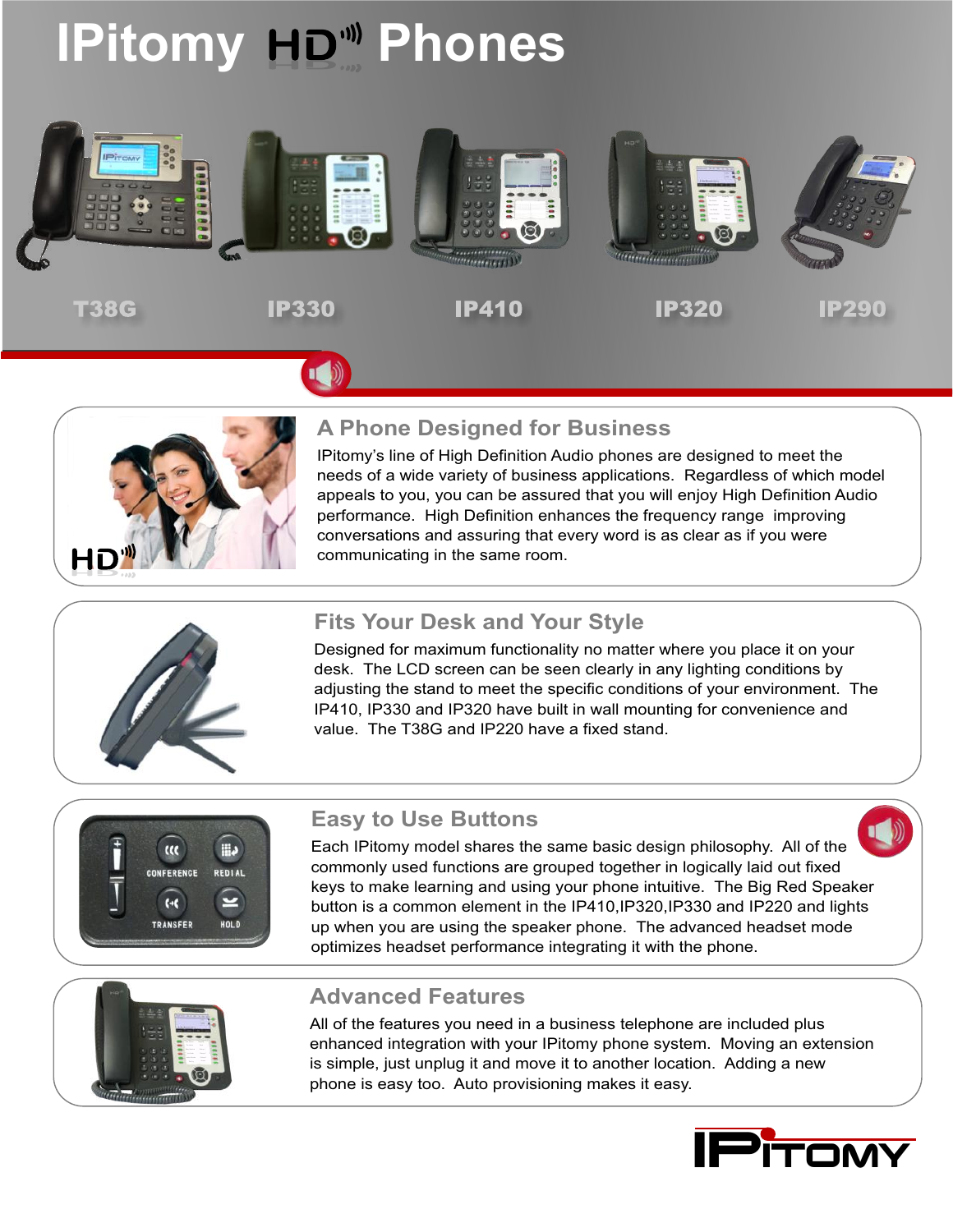# IPitomy HD Phones

T38G IP330 IP410 IP320 IP290

## A Phone Designed for Business

IPitomy's line of High Definition Audio phones are designed to meet the needs of a wide variety of business applications. Regardless of which model appeals to you, you can be assured that you will enjoy High Definition Audio performance. High Definition enhances the frequency range improving conversations and assuring that every word is as clear as if you were communicating in the same room.

## Fits Your Desk and Your Style

Designed for maximum functionality no matter where you place it on your desk. The LCD screen can be seen clearly in any lighting conditions by adjusting the stand to meet the specific conditions of your environment. The IP410, IP330 and IP320 have built in wall mounting for convenience and value. The T38G and IP220 have a fixed stand.

## Easy to Use Buttons

Each IPitomy model shares the same basic design philosophy. All of the commonly used functions are grouped together in logically laid out fixed keys to make learning and using your phone intuitive. The Big Red Speaker button is a common element in the IP410,IP320,IP330 and IP220 and lights up when you are using the speaker phone. The advanced headset mode optimizes headset performance integrating it with the phone.

## Advanced Features

All of the features you need in a business telephone are included plus enhanced integration with your IPitomy phone system. Moving an extension is simple, just unplug it and move it to another location. Adding a new phone is easy too. Auto provisioning makes it easy.

IPITOMY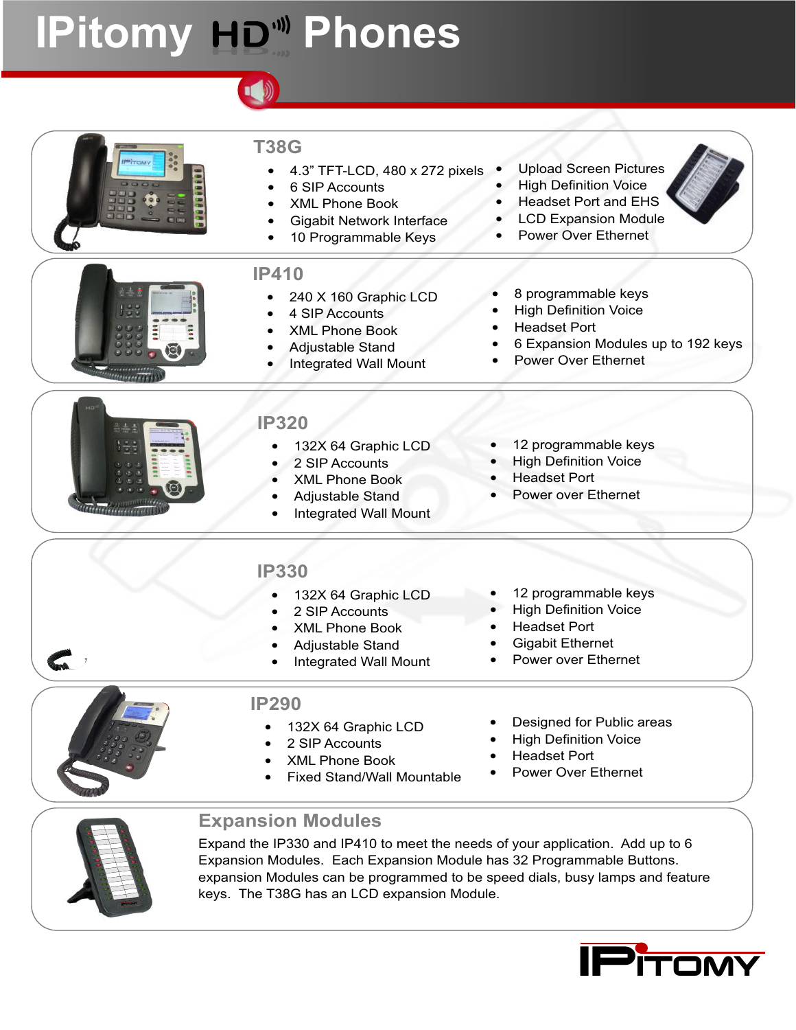# IPitomy HD Phones

## T38G

- 4.3" TFT-LCD, 480 x 272 pixels
- 6 SIP Accounts
- XML Phone Book
- Gigabit Network Interface
- 10 Programmable Keys
- Upload Screen Pictures
- High Definition Voice
- Headset Port and EHS
- LCD Expansion Module
- Power Over Ethernet

## IP410

- 240 X 160 Graphic LCD
- 4 SIP Accounts
- XML Phone Book
- Adjustable Stand
- Integrated Wall Mount
- 8 programmable keys
- High Definition Voice
- Headset Port
- 6 Expansion Modules up to 192 keys
- Power Over Ethernet

## IP320

- 132X 64 Graphic LCD
- 2 SIP Accounts
- XML Phone Book
- Adjustable Stand
- Integrated Wall Mount
- 12 programmable keys
- High Definition Voice
- Headset Port
- Power over Ethernet

## IP330

- 132X 64 Graphic LCD
- 2 SIP Accounts
- XML Phone Book
- Adjustable Stand
- Integrated Wall Mount
- 12 programmable keys
- High Definition Voice
- Headset Port
- Gigabit Ethernet
- Power over Ethernet

## IP290

- 132X 64 Graphic LCD
- 2 SIP Accounts
- XML Phone Book
- Fixed Stand/Wall Mountable
- Designed for Public areas
- High Definition Voice
- Headset Port
- Power Over Ethernet

## Expansion Modules

Expand the IP330 and IP410 to meet the needs of your application. Add up to 6 Expansion Modules. Each Expansion Module has 32 Programmable Buttons. expansion Modules can be programmed to be speed dials, busy lamps and feature keys. The T38G has an LCD expansion Module.

IPITOMY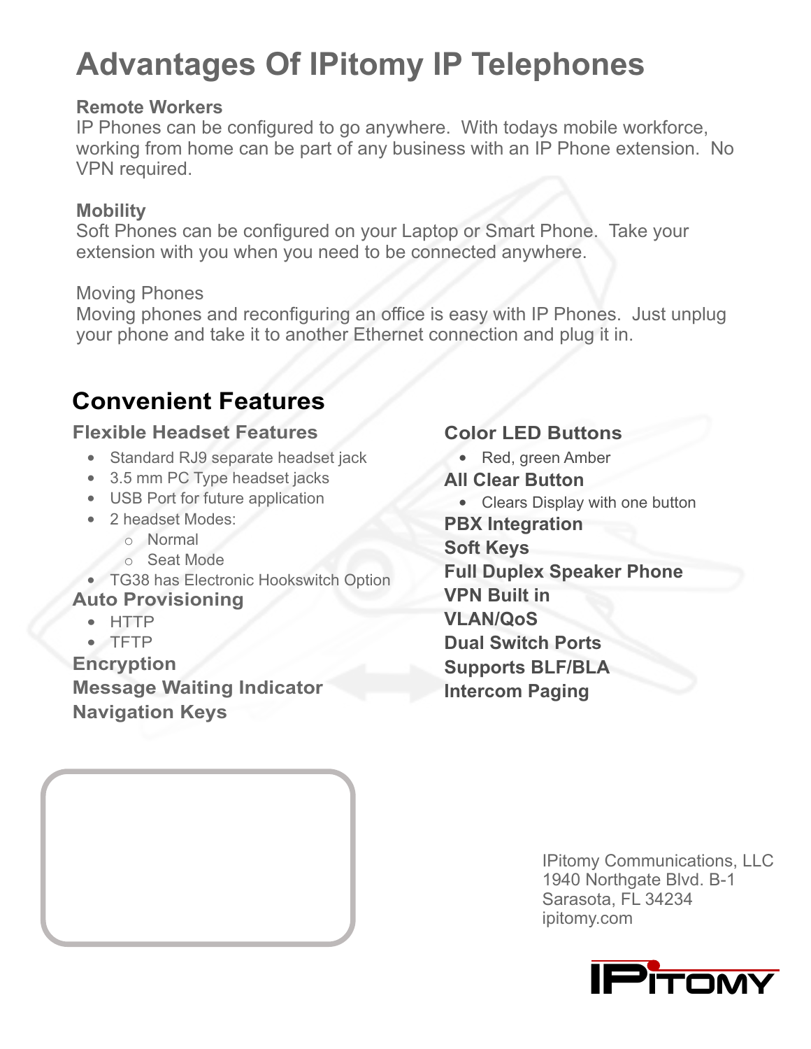# Advantages Of IPitomy IP Telephones

**Remote Workers**
IP Phones can be configured to go anywhere. With todays mobile workforce, working from home can be part of any business with an IP Phone extension. No VPN required.

**Mobility**
Soft Phones can be configured on your Laptop or Smart Phone. Take your extension with you when you need to be connected anywhere.

Moving Phones
Moving phones and reconfiguring an office is easy with IP Phones. Just unplug your phone and take it to another Ethernet connection and plug it in.

## Convenient Features

### Flexible Headset Features

- Standard RJ9 separate headset jack
- 3.5 mm PC Type headset jacks
- USB Port for future application
- 2 headset Modes:
  - Normal
  - Seat Mode
- TG38 has Electronic Hookswitch Option

### Auto Provisioning

- HTTP
- TFTP

### Encryption

### Message Waiting Indicator

### Navigation Keys

### Color LED Buttons

- Red, green Amber

### All Clear Button

- Clears Display with one button

### PBX Integration

### Soft Keys

### Full Duplex Speaker Phone

### VPN Built in

### VLAN/QoS

### Dual Switch Ports

### Supports BLF/BLA

### Intercom Paging

IPitomy Communications, LLC
1940 Northgate Blvd. B-1
Sarasota, FL 34234
ipitomy.com

IPITOMY